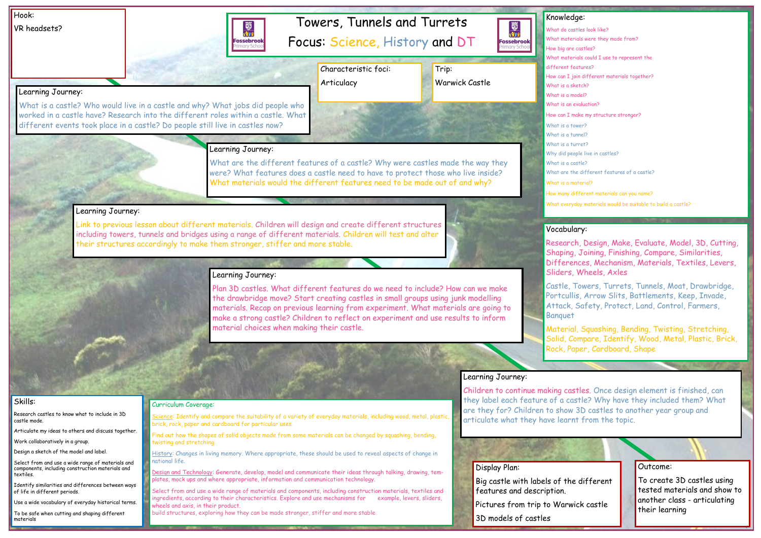# Towers, Tunnels and Turrets

## Focus: Science, History and DT

## Hook:

VR headsets?

## Characteristic foci:

Articulacy

## Trip:

Warwick Castle

## Learning Journey:

What is a castle? Who would live in a castle and why? What jobs did people who worked in a castle have? Research into the different roles within a castle. What different events took place in a castle? Do people still live in castles now?

## Learning Journey:

What are the different features of a castle? Why were castles made the way they were? What features does a castle need to have to protect those who live inside? What materials would the different features need to be made out of and why?

## Learning Journey:

Link to previous lesson about different materials. Children will design and create different structures including towers, tunnels and bridges using a range of different materials. Children will test and alter their structures accordingly to make them stronger, stiffer and more stable.

## Learning Journey:

Plan 3D castles. What different features do we need to include? How can we make the drawbridge move? Start creating castles in small groups using junk modelling materials. Recap on previous learning from experiment. What materials are going to make a strong castle? Children to reflect on experiment and use results to inform material choices when making their castle.

## Learning Journey:

Children to continue making castles. Once design element is finished, can they label each feature of a castle? Why have they included them? What are they for? Children to show 3D castles to another year group and articulate what they have learnt from the topic.

## Knowledge:

- What do castles look like?
- What materials were they made from?
- How big are castles?
- What materials could I use to represent the different features?
- How can I join different materials together?
- What is a sketch?
- What is a model?
- What is an evaluation?
- How can I make my structure stronger?
- What is a tower?
- What is a tunnel?
- What is a turret?
- Why did people live in castles?
- What is a castle?
- What are the different features of a castle?
- What is a material?
- How many different materials can you name?
- What everyday materials would be suitable to build a castle?

## Vocabulary:

Research, Design, Make, Evaluate, Model, 3D, Cutting, Shaping, Joining, Finishing, Compare, Similarities, Differences, Mechanism, Materials, Textiles, Levers, Sliders, Wheels, Axles

Castle, Towers, Turrets, Tunnels, Moat, Drawbridge, Portcullis, Arrow Slits, Battlements, Keep, Invade, Attack, Safety, Protect, Land, Control, Farmers, Banquet

Material, Squashing, Bending, Twisting, Stretching, Solid, Compare, Identify, Wood, Metal, Plastic, Brick, Rock, Paper, Cardboard, Shape

## Skills:

- Research castles to know what to include in 3D castle mode.
- Articulate my ideas to others and discuss together.
- Work collaboratively in a group.
- Design a sketch of the model and label.
- Select from and use a wide range of materials and components, including construction materials and textiles.
- Identify similarities and differences between ways of life in different periods.
- Use a wide vocabulary of everyday historical terms.
- To be safe when cutting and shaping different materials

## Curriculum Coverage:

Science: Identify and compare the suitability of a variety of everyday materials, including wood, metal, plastic, brick, rock, paper and cardboard for particular uses.

Find out how the shapes of solid objects made from some materials can be changed by squashing, bending, twisting and stretching.

History: Changes in living memory. Where appropriate, these should be used to reveal aspects of change in national life.

Design and Technology: Generate, develop, model and communicate their ideas through talking, drawing, templates, mock ups and where appropriate, information and communication technology.

Select from and use a wide range of materials and components, including construction materials, textiles and ingredients, according to their characteristics. Explore and use mechanisms for example, levers, sliders, wheels and axis, in their product.

build structures, exploring how they can be made stronger, stiffer and more stable

## Display Plan:

Big castle with labels of the different features and description.

Pictures from trip to Warwick castle

3D models of castles

## Outcome:

To create 3D castles using tested materials and show to another class - articulating their learning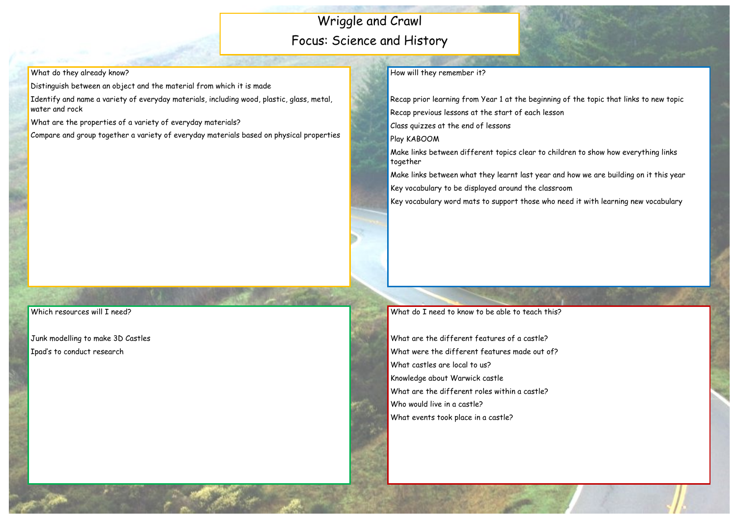# Wriggle and Crawl

## Focus: Science and History

### What do they already know?

Distinguish between an object and the material from which it is made

Identify and name a variety of everyday materials, including wood, plastic, glass, metal, water and rock

What are the properties of a variety of everyday materials?

Compare and group together a variety of everyday materials based on physical properties

### How will they remember it?

Recap prior learning from Year 1 at the beginning of the topic that links to new topic

Recap previous lessons at the start of each lesson

Class quizzes at the end of lessons

Play KABOOM

Make links between different topics clear to children to show how everything links together

Make links between what they learnt last year and how we are building on it this year

Key vocabulary to be displayed around the classroom

Key vocabulary word mats to support those who need it with learning new vocabulary

### Which resources will I need?

Junk modelling to make 3D Castles

Ipad's to conduct research

### What do I need to know to be able to teach this?

What are the different features of a castle?

What were the different features made out of?

What castles are local to us?

Knowledge about Warwick castle

What are the different roles within a castle?

Who would live in a castle?

What events took place in a castle?